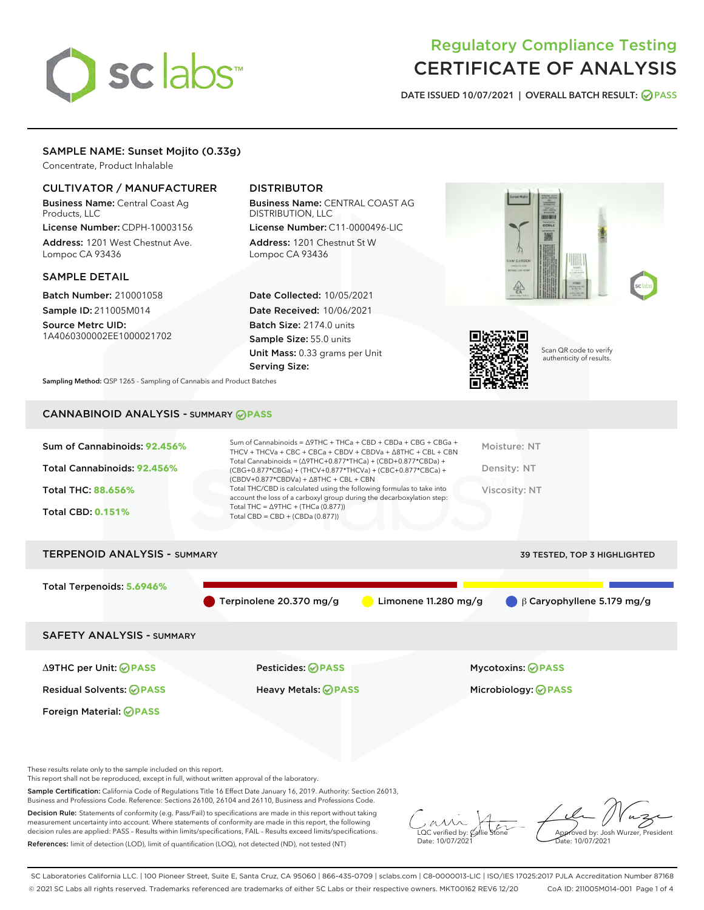# Regulatory Compliance Testing
# CERTIFICATE OF ANALYSIS

DATE ISSUED 10/07/2021 | OVERALL BATCH RESULT: PASS

## SAMPLE NAME: Sunset Mojito (0.33g)

Concentrate, Product Inhalable

### CULTIVATOR / MANUFACTURER

**Business Name:** Central Coast Ag Products, LLC

**License Number:** CDPH-10003156

**Address:** 1201 West Chestnut Ave. Lompoc CA 93436

### DISTRIBUTOR

**Business Name:** CENTRAL COAST AG DISTRIBUTION, LLC

**License Number:** C11-0000496-LIC

**Address:** 1201 Chestnut St W Lompoc CA 93436

### SAMPLE DETAIL

**Batch Number:** 210001058

**Sample ID:** 211005M014

**Source Metrc UID:** 1A4060300002EE1000021702

**Date Collected:** 10/05/2021

**Date Received:** 10/06/2021

**Batch Size:** 2174.0 units

**Sample Size:** 55.0 units

**Unit Mass:** 0.33 grams per Unit

**Serving Size:**

Scan QR code to verify authenticity of results.

**Sampling Method:** QSP 1265 - Sampling of Cannabis and Product Batches

## CANNABINOID ANALYSIS - SUMMARY PASS

**Sum of Cannabinoids:** 92.456%

**Total Cannabinoids:** 92.456%

**Total THC:** 88.656%

**Total CBD:** 0.151%

Sum of Cannabinoids = Δ9THC + THCa + CBD + CBDa + CBG + CBGa + THCV + THCVa + CBC + CBCa + CBDV + CBDVa + Δ8THC + CBL + CBN

Total Cannabinoids = (Δ9THC+0.877*THCa) + (CBD+0.877*CBDa) + (CBG+0.877*CBGa) + (THCV+0.877*THCVa) + (CBC+0.877*CBCa) + (CBDV+0.877*CBDVa) + Δ8THC + CBL + CBN

Total THC/CBD is calculated using the following formulas to take into account the loss of a carboxyl group during the decarboxylation step:

Total THC = Δ9THC + (THCa (0.877))

Total CBD = CBD + (CBDa (0.877))

Moisture: NT

Density: NT

Viscosity: NT

## TERPENOID ANALYSIS - SUMMARY

39 TESTED, TOP 3 HIGHLIGHTED

**Total Terpenoids:** 5.6946%

Terpinolene 20.370 mg/g | Limonene 11.280 mg/g | β Caryophyllene 5.179 mg/g

## SAFETY ANALYSIS - SUMMARY

| | | |
|---|---|---|
| Δ9THC per Unit: PASS | Pesticides: PASS | Mycotoxins: PASS |
| Residual Solvents: PASS | Heavy Metals: PASS | Microbiology: PASS |
| Foreign Material: PASS | | |

These results relate only to the sample included on this report.
This report shall not be reproduced, except in full, without written approval of the laboratory.

**Sample Certification:** California Code of Regulations Title 16 Effect Date January 16, 2019. Authority: Section 26013, Business and Professions Code. Reference: Sections 26100, 26104 and 26110, Business and Professions Code.

**Decision Rule:** Statements of conformity (e.g. Pass/Fail) to specifications are made in this report without taking measurement uncertainty into account. Where statements of conformity are made in this report, the following decision rules are applied: PASS – Results within limits/specifications, FAIL – Results exceed limits/specifications.

**References:** limit of detection (LOD), limit of quantification (LOQ), not detected (ND), not tested (NT)

LQC verified by: Callie Stone
Date: 10/07/2021

Approved by: Josh Wurzer, President
Date: 10/07/2021

SC Laboratories California LLC. | 100 Pioneer Street, Suite E, Santa Cruz, CA 95060 | 866-435-0709 | sclabs.com | C8-0000013-LIC | ISO/IES 17025:2017 PJLA Accreditation Number 87168
© 2021 SC Labs all rights reserved. Trademarks referenced are trademarks of either SC Labs or their respective owners. MKT00162 REV6 12/20 CoA ID: 211005M014-001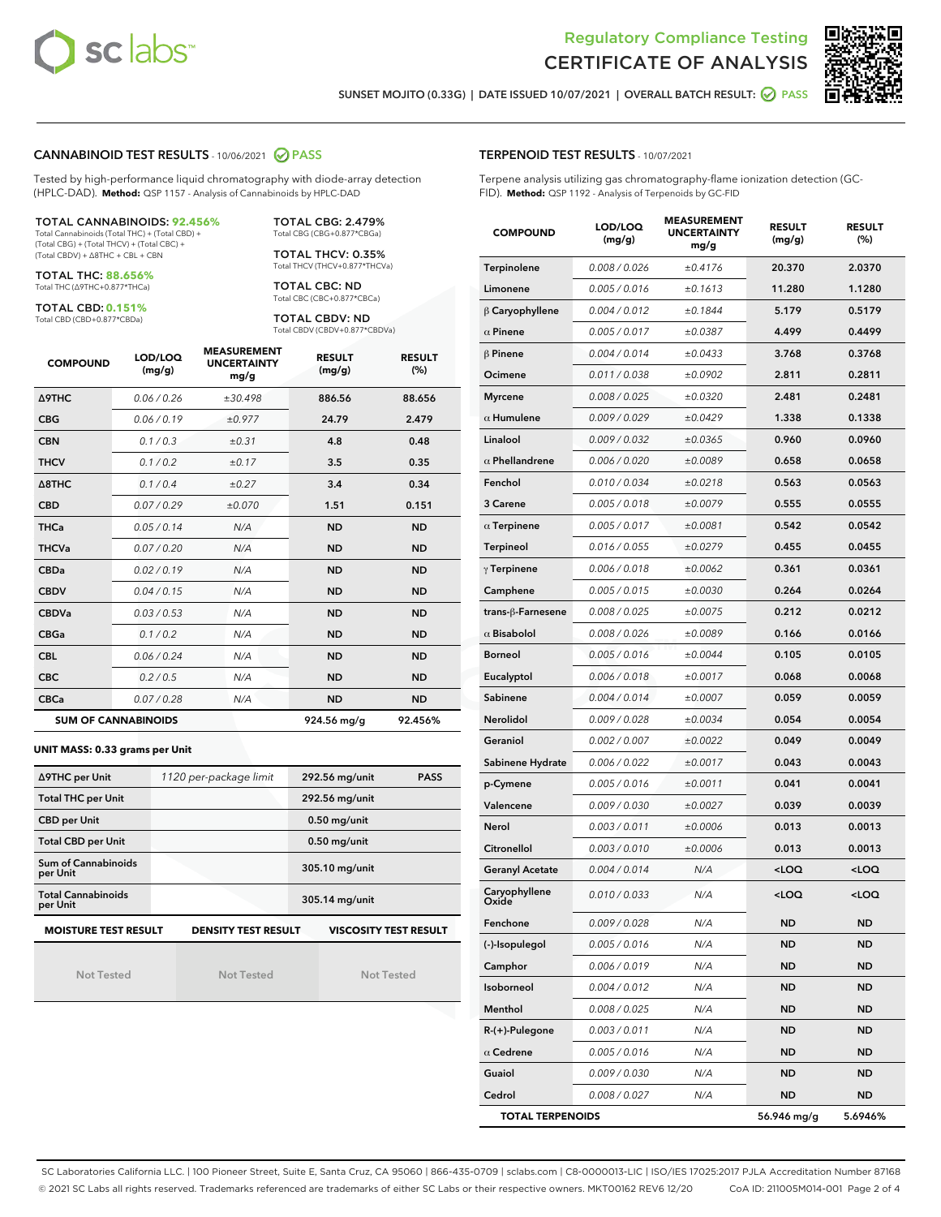Regulatory Compliance Testing
# CERTIFICATE OF ANALYSIS

SUNSET MOJITO (0.33G) | DATE ISSUED 10/07/2021 | OVERALL BATCH RESULT: PASS

## CANNABINOID TEST RESULTS - 10/06/2021 PASS

Tested by high-performance liquid chromatography with diode-array detection (HPLC-DAD). **Method:** QSP 1157 - Analysis of Cannabinoids by HPLC-DAD

**TOTAL CANNABINOIDS: 92.456%**
Total Cannabinoids (Total THC) + (Total CBD) + (Total CBG) + (Total THCV) + (Total CBC) + (Total CBDV) + Δ8THC + CBL + CBN

**TOTAL THC: 88.656%**
Total THC (Δ9THC+0.877*THCa)

**TOTAL CBD: 0.151%**
Total CBD (CBD+0.877*CBDa)

**TOTAL CBG: 2.479%**
Total CBG (CBG+0.877*CBGa)

**TOTAL THCV: 0.35%**
Total THCV (THCV+0.877*THCVa)

**TOTAL CBC: ND**
Total CBC (CBC+0.877*CBCa)

**TOTAL CBDV: ND**
Total CBDV (CBDV+0.877*CBDVa)

| COMPOUND | LOD/LOQ (mg/g) | MEASUREMENT UNCERTAINTY mg/g | RESULT (mg/g) | RESULT (%) |
|---|---|---|---|---|
| Δ9THC | 0.06 / 0.26 | ±30.498 | 886.56 | 88.656 |
| CBG | 0.06 / 0.19 | ±0.977 | 24.79 | 2.479 |
| CBN | 0.1 / 0.3 | ±0.31 | 4.8 | 0.48 |
| THCV | 0.1 / 0.2 | ±0.17 | 3.5 | 0.35 |
| Δ8THC | 0.1 / 0.4 | ±0.27 | 3.4 | 0.34 |
| CBD | 0.07 / 0.29 | ±0.070 | 1.51 | 0.151 |
| THCa | 0.05 / 0.14 | N/A | ND | ND |
| THCVa | 0.07 / 0.20 | N/A | ND | ND |
| CBDa | 0.02 / 0.19 | N/A | ND | ND |
| CBDV | 0.04 / 0.15 | N/A | ND | ND |
| CBDVa | 0.03 / 0.53 | N/A | ND | ND |
| CBGa | 0.1 / 0.2 | N/A | ND | ND |
| CBL | 0.06 / 0.24 | N/A | ND | ND |
| CBC | 0.2 / 0.5 | N/A | ND | ND |
| CBCa | 0.07 / 0.28 | N/A | ND | ND |
| **SUM OF CANNABINOIDS** | | | 924.56 mg/g | 92.456% |

**UNIT MASS: 0.33 grams per Unit**

| | | | |
|---|---|---|---|
| Δ9THC per Unit | 1120 per-package limit | 292.56 mg/unit | PASS |
| Total THC per Unit | | 292.56 mg/unit | |
| CBD per Unit | | 0.50 mg/unit | |
| Total CBD per Unit | | 0.50 mg/unit | |
| Sum of Cannabinoids per Unit | | 305.10 mg/unit | |
| Total Cannabinoids per Unit | | 305.14 mg/unit | |

| MOISTURE TEST RESULT | DENSITY TEST RESULT | VISCOSITY TEST RESULT |
|---|---|---|
| Not Tested | Not Tested | Not Tested |

## TERPENOID TEST RESULTS - 10/07/2021

Terpene analysis utilizing gas chromatography-flame ionization detection (GC-FID). **Method:** QSP 1192 - Analysis of Terpenoids by GC-FID

| COMPOUND | LOD/LOQ (mg/g) | MEASUREMENT UNCERTAINTY mg/g | RESULT (mg/g) | RESULT (%) |
|---|---|---|---|---|
| Terpinolene | 0.008 / 0.026 | ±0.4176 | 20.370 | 2.0370 |
| Limonene | 0.005 / 0.016 | ±0.1613 | 11.280 | 1.1280 |
| β Caryophyllene | 0.004 / 0.012 | ±0.1844 | 5.179 | 0.5179 |
| α Pinene | 0.005 / 0.017 | ±0.0387 | 4.499 | 0.4499 |
| β Pinene | 0.004 / 0.014 | ±0.0433 | 3.768 | 0.3768 |
| Ocimene | 0.011 / 0.038 | ±0.0902 | 2.811 | 0.2811 |
| Myrcene | 0.008 / 0.025 | ±0.0320 | 2.481 | 0.2481 |
| α Humulene | 0.009 / 0.029 | ±0.0429 | 1.338 | 0.1338 |
| Linalool | 0.009 / 0.032 | ±0.0365 | 0.960 | 0.0960 |
| α Phellandrene | 0.006 / 0.020 | ±0.0089 | 0.658 | 0.0658 |
| Fenchol | 0.010 / 0.034 | ±0.0218 | 0.563 | 0.0563 |
| 3 Carene | 0.005 / 0.018 | ±0.0079 | 0.555 | 0.0555 |
| α Terpinene | 0.005 / 0.017 | ±0.0081 | 0.542 | 0.0542 |
| Terpineol | 0.016 / 0.055 | ±0.0279 | 0.455 | 0.0455 |
| γ Terpinene | 0.006 / 0.018 | ±0.0062 | 0.361 | 0.0361 |
| Camphene | 0.005 / 0.015 | ±0.0030 | 0.264 | 0.0264 |
| trans-β-Farnesene | 0.008 / 0.025 | ±0.0075 | 0.212 | 0.0212 |
| α Bisabolol | 0.008 / 0.026 | ±0.0089 | 0.166 | 0.0166 |
| Borneol | 0.005 / 0.016 | ±0.0044 | 0.105 | 0.0105 |
| Eucalyptol | 0.006 / 0.018 | ±0.0017 | 0.068 | 0.0068 |
| Sabinene | 0.004 / 0.014 | ±0.0007 | 0.059 | 0.0059 |
| Nerolidol | 0.009 / 0.028 | ±0.0034 | 0.054 | 0.0054 |
| Geraniol | 0.002 / 0.007 | ±0.0022 | 0.049 | 0.0049 |
| Sabinene Hydrate | 0.006 / 0.022 | ±0.0017 | 0.043 | 0.0043 |
| p-Cymene | 0.005 / 0.016 | ±0.0011 | 0.041 | 0.0041 |
| Valencene | 0.009 / 0.030 | ±0.0027 | 0.039 | 0.0039 |
| Nerol | 0.003 / 0.011 | ±0.0006 | 0.013 | 0.0013 |
| Citronellol | 0.003 / 0.010 | ±0.0006 | 0.013 | 0.0013 |
| Geranyl Acetate | 0.004 / 0.014 | N/A | <LOQ | <LOQ |
| Caryophyllene Oxide | 0.010 / 0.033 | N/A | <LOQ | <LOQ |
| Fenchone | 0.009 / 0.028 | N/A | ND | ND |
| (-)-Isopulegol | 0.005 / 0.016 | N/A | ND | ND |
| Camphor | 0.006 / 0.019 | N/A | ND | ND |
| Isoborneol | 0.004 / 0.012 | N/A | ND | ND |
| Menthol | 0.008 / 0.025 | N/A | ND | ND |
| R-(+)-Pulegone | 0.003 / 0.011 | N/A | ND | ND |
| α Cedrene | 0.005 / 0.016 | N/A | ND | ND |
| Guaiol | 0.009 / 0.030 | N/A | ND | ND |
| Cedrol | 0.008 / 0.027 | N/A | ND | ND |
| **TOTAL TERPENOIDS** | | | 56.946 mg/g | 5.6946% |

SC Laboratories California LLC. | 100 Pioneer Street, Suite E, Santa Cruz, CA 95060 | 866-435-0709 | sclabs.com | C8-0000013-LIC | ISO/IES 17025:2017 PJLA Accreditation Number 87168
© 2021 SC Labs all rights reserved. Trademarks referenced are trademarks of either SC Labs or their respective owners. MKT00162 REV6 12/20 CoA ID: 211005M014-001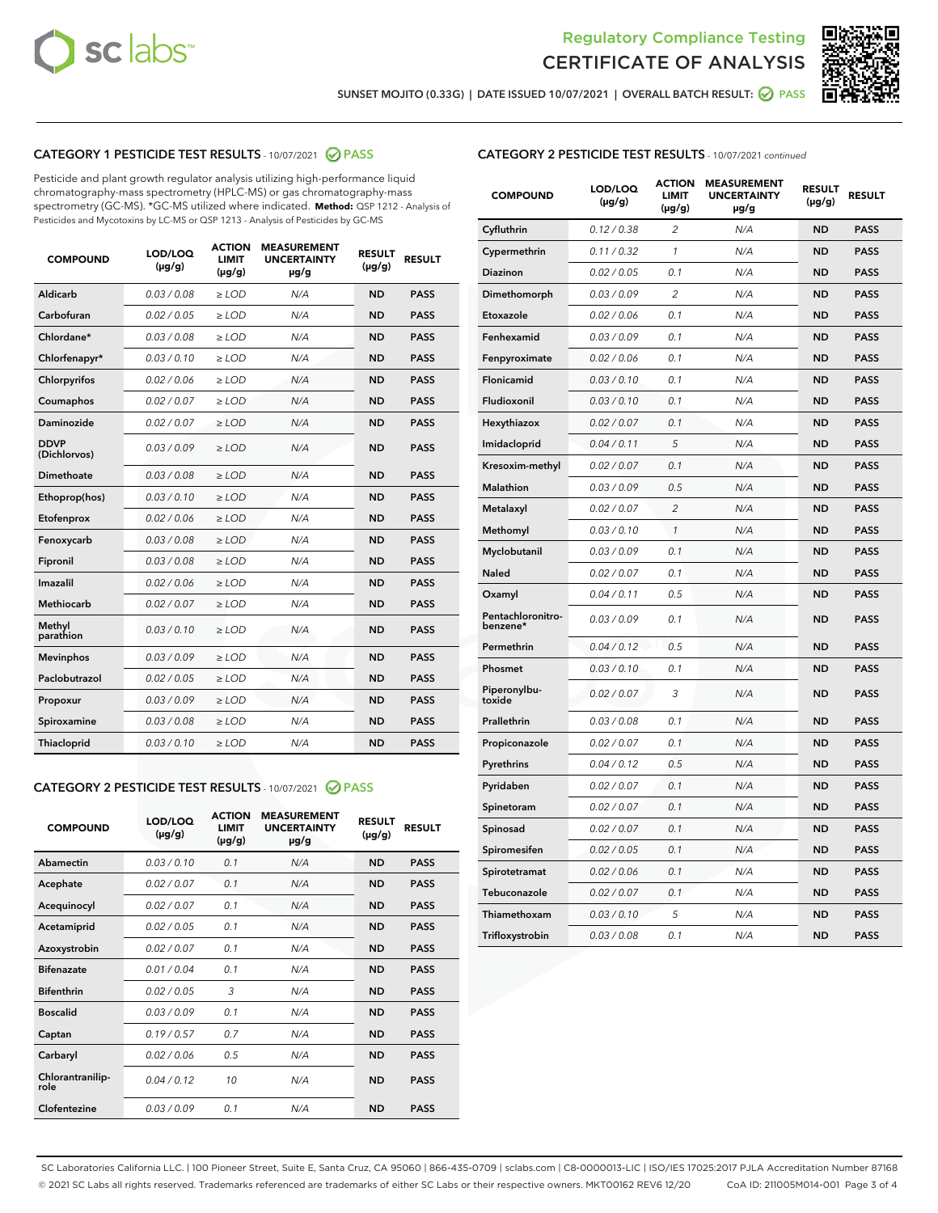Regulatory Compliance Testing
CERTIFICATE OF ANALYSIS

SUNSET MOJITO (0.33G) | DATE ISSUED 10/07/2021 | OVERALL BATCH RESULT: PASS

## CATEGORY 1 PESTICIDE TEST RESULTS - 10/07/2021 PASS

Pesticide and plant growth regulator analysis utilizing high-performance liquid chromatography-mass spectrometry (HPLC-MS) or gas chromatography-mass spectrometry (GC-MS). *GC-MS utilized where indicated. **Method:** QSP 1212 - Analysis of Pesticides and Mycotoxins by LC-MS or QSP 1213 - Analysis of Pesticides by GC-MS

| COMPOUND | LOD/LOQ (µg/g) | ACTION LIMIT (µg/g) | MEASUREMENT UNCERTAINTY µg/g | RESULT (µg/g) | RESULT |
|---|---|---|---|---|---|
| Aldicarb | 0.03 / 0.08 | ≥ LOD | N/A | ND | PASS |
| Carbofuran | 0.02 / 0.05 | ≥ LOD | N/A | ND | PASS |
| Chlordane* | 0.03 / 0.08 | ≥ LOD | N/A | ND | PASS |
| Chlorfenapyr* | 0.03 / 0.10 | ≥ LOD | N/A | ND | PASS |
| Chlorpyrifos | 0.02 / 0.06 | ≥ LOD | N/A | ND | PASS |
| Coumaphos | 0.02 / 0.07 | ≥ LOD | N/A | ND | PASS |
| Daminozide | 0.02 / 0.07 | ≥ LOD | N/A | ND | PASS |
| DDVP (Dichlorvos) | 0.03 / 0.09 | ≥ LOD | N/A | ND | PASS |
| Dimethoate | 0.03 / 0.08 | ≥ LOD | N/A | ND | PASS |
| Ethoprop(hos) | 0.03 / 0.10 | ≥ LOD | N/A | ND | PASS |
| Etofenprox | 0.02 / 0.06 | ≥ LOD | N/A | ND | PASS |
| Fenoxycarb | 0.03 / 0.08 | ≥ LOD | N/A | ND | PASS |
| Fipronil | 0.03 / 0.08 | ≥ LOD | N/A | ND | PASS |
| Imazalil | 0.02 / 0.06 | ≥ LOD | N/A | ND | PASS |
| Methiocarb | 0.02 / 0.07 | ≥ LOD | N/A | ND | PASS |
| Methyl parathion | 0.03 / 0.10 | ≥ LOD | N/A | ND | PASS |
| Mevinphos | 0.03 / 0.09 | ≥ LOD | N/A | ND | PASS |
| Paclobutrazol | 0.02 / 0.05 | ≥ LOD | N/A | ND | PASS |
| Propoxur | 0.03 / 0.09 | ≥ LOD | N/A | ND | PASS |
| Spiroxamine | 0.03 / 0.08 | ≥ LOD | N/A | ND | PASS |
| Thiacloprid | 0.03 / 0.10 | ≥ LOD | N/A | ND | PASS |

## CATEGORY 2 PESTICIDE TEST RESULTS - 10/07/2021 PASS

| COMPOUND | LOD/LOQ (µg/g) | ACTION LIMIT (µg/g) | MEASUREMENT UNCERTAINTY µg/g | RESULT (µg/g) | RESULT |
|---|---|---|---|---|---|
| Abamectin | 0.03 / 0.10 | 0.1 | N/A | ND | PASS |
| Acephate | 0.02 / 0.07 | 0.1 | N/A | ND | PASS |
| Acequinocyl | 0.02 / 0.07 | 0.1 | N/A | ND | PASS |
| Acetamiprid | 0.02 / 0.05 | 0.1 | N/A | ND | PASS |
| Azoxystrobin | 0.02 / 0.07 | 0.1 | N/A | ND | PASS |
| Bifenazate | 0.01 / 0.04 | 0.1 | N/A | ND | PASS |
| Bifenthrin | 0.02 / 0.05 | 3 | N/A | ND | PASS |
| Boscalid | 0.03 / 0.09 | 0.1 | N/A | ND | PASS |
| Captan | 0.19 / 0.57 | 0.7 | N/A | ND | PASS |
| Carbaryl | 0.02 / 0.06 | 0.5 | N/A | ND | PASS |
| Chlorantraniliprole | 0.04 / 0.12 | 10 | N/A | ND | PASS |
| Clofentezine | 0.03 / 0.09 | 0.1 | N/A | ND | PASS |
| Cyfluthrin | 0.12 / 0.38 | 2 | N/A | ND | PASS |
| Cypermethrin | 0.11 / 0.32 | 1 | N/A | ND | PASS |
| Diazinon | 0.02 / 0.05 | 0.1 | N/A | ND | PASS |
| Dimethomorph | 0.03 / 0.09 | 2 | N/A | ND | PASS |
| Etoxazole | 0.02 / 0.06 | 0.1 | N/A | ND | PASS |
| Fenhexamid | 0.03 / 0.09 | 0.1 | N/A | ND | PASS |
| Fenpyroximate | 0.02 / 0.06 | 0.1 | N/A | ND | PASS |
| Flonicamid | 0.03 / 0.10 | 0.1 | N/A | ND | PASS |
| Fludioxonil | 0.03 / 0.10 | 0.1 | N/A | ND | PASS |
| Hexythiazox | 0.02 / 0.07 | 0.1 | N/A | ND | PASS |
| Imidacloprid | 0.04 / 0.11 | 5 | N/A | ND | PASS |
| Kresoxim-methyl | 0.02 / 0.07 | 0.1 | N/A | ND | PASS |
| Malathion | 0.03 / 0.09 | 0.5 | N/A | ND | PASS |
| Metalaxyl | 0.02 / 0.07 | 2 | N/A | ND | PASS |
| Methomyl | 0.03 / 0.10 | 1 | N/A | ND | PASS |
| Myclobutanil | 0.03 / 0.09 | 0.1 | N/A | ND | PASS |
| Naled | 0.02 / 0.07 | 0.1 | N/A | ND | PASS |
| Oxamyl | 0.04 / 0.11 | 0.5 | N/A | ND | PASS |
| Pentachloronitrobenzene* | 0.03 / 0.09 | 0.1 | N/A | ND | PASS |
| Permethrin | 0.04 / 0.12 | 0.5 | N/A | ND | PASS |
| Phosmet | 0.03 / 0.10 | 0.1 | N/A | ND | PASS |
| Piperonylbutoxide | 0.02 / 0.07 | 3 | N/A | ND | PASS |
| Prallethrin | 0.03 / 0.08 | 0.1 | N/A | ND | PASS |
| Propiconazole | 0.02 / 0.07 | 0.1 | N/A | ND | PASS |
| Pyrethrins | 0.04 / 0.12 | 0.5 | N/A | ND | PASS |
| Pyridaben | 0.02 / 0.07 | 0.1 | N/A | ND | PASS |
| Spinetoram | 0.02 / 0.07 | 0.1 | N/A | ND | PASS |
| Spinosad | 0.02 / 0.07 | 0.1 | N/A | ND | PASS |
| Spiromesifen | 0.02 / 0.05 | 0.1 | N/A | ND | PASS |
| Spirotetramat | 0.02 / 0.06 | 0.1 | N/A | ND | PASS |
| Tebuconazole | 0.02 / 0.07 | 0.1 | N/A | ND | PASS |
| Thiamethoxam | 0.03 / 0.10 | 5 | N/A | ND | PASS |
| Trifloxystrobin | 0.03 / 0.08 | 0.1 | N/A | ND | PASS |

SC Laboratories California LLC. | 100 Pioneer Street, Suite E, Santa Cruz, CA 95060 | 866-435-0709 | sclabs.com | C8-0000013-LIC | ISO/IES 17025:2017 PJLA Accreditation Number 87168
© 2021 SC Labs all rights reserved. Trademarks referenced are trademarks of either SC Labs or their respective owners. MKT00162 REV6 12/20 CoA ID: 211005M014-001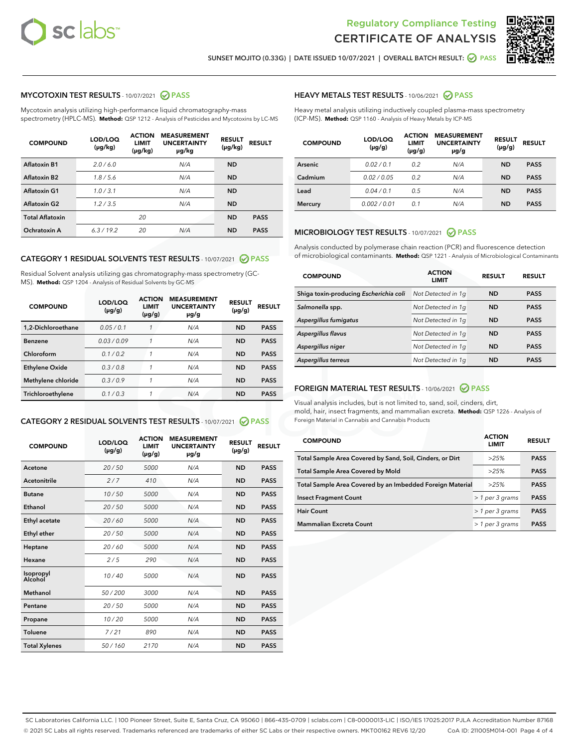Regulatory Compliance Testing
CERTIFICATE OF ANALYSIS

SUNSET MOJITO (0.33G) | DATE ISSUED 10/07/2021 | OVERALL BATCH RESULT: PASS

## MYCOTOXIN TEST RESULTS - 10/07/2021 PASS

Mycotoxin analysis utilizing high-performance liquid chromatography-mass spectrometry (HPLC-MS). **Method:** QSP 1212 - Analysis of Pesticides and Mycotoxins by LC-MS

| COMPOUND | LOD/LOQ (µg/kg) | ACTION LIMIT (µg/kg) | MEASUREMENT UNCERTAINTY µg/kg | RESULT (µg/kg) | RESULT |
|---|---|---|---|---|---|
| Aflatoxin B1 | 2.0 / 6.0 | | N/A | ND | |
| Aflatoxin B2 | 1.8 / 5.6 | | N/A | ND | |
| Aflatoxin G1 | 1.0 / 3.1 | | N/A | ND | |
| Aflatoxin G2 | 1.2 / 3.5 | | N/A | ND | |
| Total Aflatoxin | | 20 | | ND | PASS |
| Ochratoxin A | 6.3 / 19.2 | 20 | N/A | ND | PASS |

## CATEGORY 1 RESIDUAL SOLVENTS TEST RESULTS - 10/07/2021 PASS

Residual Solvent analysis utilizing gas chromatography-mass spectrometry (GC-MS). **Method:** QSP 1204 - Analysis of Residual Solvents by GC-MS

| COMPOUND | LOD/LOQ (µg/g) | ACTION LIMIT (µg/g) | MEASUREMENT UNCERTAINTY µg/g | RESULT (µg/g) | RESULT |
|---|---|---|---|---|---|
| 1,2-Dichloroethane | 0.05 / 0.1 | 1 | N/A | ND | PASS |
| Benzene | 0.03 / 0.09 | 1 | N/A | ND | PASS |
| Chloroform | 0.1 / 0.2 | 1 | N/A | ND | PASS |
| Ethylene Oxide | 0.3 / 0.8 | 1 | N/A | ND | PASS |
| Methylene chloride | 0.3 / 0.9 | 1 | N/A | ND | PASS |
| Trichloroethylene | 0.1 / 0.3 | 1 | N/A | ND | PASS |

## CATEGORY 2 RESIDUAL SOLVENTS TEST RESULTS - 10/07/2021 PASS

| COMPOUND | LOD/LOQ (µg/g) | ACTION LIMIT (µg/g) | MEASUREMENT UNCERTAINTY µg/g | RESULT (µg/g) | RESULT |
|---|---|---|---|---|---|
| Acetone | 20 / 50 | 5000 | N/A | ND | PASS |
| Acetonitrile | 2 / 7 | 410 | N/A | ND | PASS |
| Butane | 10 / 50 | 5000 | N/A | ND | PASS |
| Ethanol | 20 / 50 | 5000 | N/A | ND | PASS |
| Ethyl acetate | 20 / 60 | 5000 | N/A | ND | PASS |
| Ethyl ether | 20 / 50 | 5000 | N/A | ND | PASS |
| Heptane | 20 / 60 | 5000 | N/A | ND | PASS |
| Hexane | 2 / 5 | 290 | N/A | ND | PASS |
| Isopropyl Alcohol | 10 / 40 | 5000 | N/A | ND | PASS |
| Methanol | 50 / 200 | 3000 | N/A | ND | PASS |
| Pentane | 20 / 50 | 5000 | N/A | ND | PASS |
| Propane | 10 / 20 | 5000 | N/A | ND | PASS |
| Toluene | 7 / 21 | 890 | N/A | ND | PASS |
| Total Xylenes | 50 / 160 | 2170 | N/A | ND | PASS |

## HEAVY METALS TEST RESULTS - 10/06/2021 PASS

Heavy metal analysis utilizing inductively coupled plasma-mass spectrometry (ICP-MS). **Method:** QSP 1160 - Analysis of Heavy Metals by ICP-MS

| COMPOUND | LOD/LOQ (µg/g) | ACTION LIMIT (µg/g) | MEASUREMENT UNCERTAINTY µg/g | RESULT (µg/g) | RESULT |
|---|---|---|---|---|---|
| Arsenic | 0.02 / 0.1 | 0.2 | N/A | ND | PASS |
| Cadmium | 0.02 / 0.05 | 0.2 | N/A | ND | PASS |
| Lead | 0.04 / 0.1 | 0.5 | N/A | ND | PASS |
| Mercury | 0.002 / 0.01 | 0.1 | N/A | ND | PASS |

## MICROBIOLOGY TEST RESULTS - 10/07/2021 PASS

Analysis conducted by polymerase chain reaction (PCR) and fluorescence detection of microbiological contaminants. **Method:** QSP 1221 - Analysis of Microbiological Contaminants

| COMPOUND | ACTION LIMIT | RESULT | RESULT |
|---|---|---|---|
| Shiga toxin-producing *Escherichia coli* | Not Detected in 1g | ND | PASS |
| *Salmonella* spp. | Not Detected in 1g | ND | PASS |
| *Aspergillus fumigatus* | Not Detected in 1g | ND | PASS |
| *Aspergillus flavus* | Not Detected in 1g | ND | PASS |
| *Aspergillus niger* | Not Detected in 1g | ND | PASS |
| *Aspergillus terreus* | Not Detected in 1g | ND | PASS |

## FOREIGN MATERIAL TEST RESULTS - 10/06/2021 PASS

Visual analysis includes, but is not limited to, sand, soil, cinders, dirt, mold, hair, insect fragments, and mammalian excreta. **Method:** QSP 1226 - Analysis of Foreign Material in Cannabis and Cannabis Products

| COMPOUND | ACTION LIMIT | RESULT |
|---|---|---|
| Total Sample Area Covered by Sand, Soil, Cinders, or Dirt | >25% | PASS |
| Total Sample Area Covered by Mold | >25% | PASS |
| Total Sample Area Covered by an Imbedded Foreign Material | >25% | PASS |
| Insect Fragment Count | > 1 per 3 grams | PASS |
| Hair Count | > 1 per 3 grams | PASS |
| Mammalian Excreta Count | > 1 per 3 grams | PASS |

SC Laboratories California LLC. | 100 Pioneer Street, Suite E, Santa Cruz, CA 95060 | 866-435-0709 | sclabs.com | C8-0000013-LIC | ISO/IES 17025:2017 PJLA Accreditation Number 87168
© 2021 SC Labs all rights reserved. Trademarks referenced are trademarks of either SC Labs or their respective owners. MKT00162 REV6 12/20 CoA ID: 211005M014-001